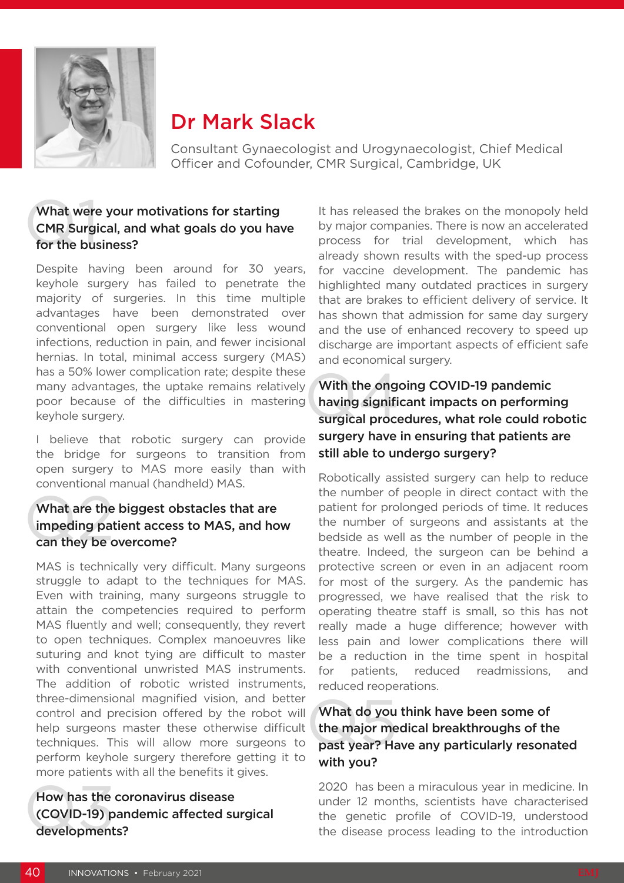# Dr Mark Slack

Consultant Gynaecologist and Urogynaecologist, Chief Medical Officer and Cofounder, CMR Surgical, Cambridge, UK

### Q1 What were your motivations for starting CMR Surgical, and what goals do you have for the business?

Despite having been around for 30 years, keyhole surgery has failed to penetrate the majority of surgeries. In this time multiple advantages have been demonstrated over conventional open surgery like less wound infections, reduction in pain, and fewer incisional hernias. In total, minimal access surgery (MAS) has a 50% lower complication rate; despite these many advantages, the uptake remains relatively poor because of the difficulties in mastering keyhole surgery.

I believe that robotic surgery can provide the bridge for surgeons to transition from open surgery to MAS more easily than with conventional manual (handheld) MAS.

### Q2 What are the biggest obstacles that are impeding patient access to MAS, and how can they be overcome?

MAS is technically very difficult. Many surgeons struggle to adapt to the techniques for MAS. Even with training, many surgeons struggle to attain the competencies required to perform MAS fluently and well; consequently, they revert to open techniques. Complex manoeuvres like suturing and knot tying are difficult to master with conventional unwristed MAS instruments. The addition of robotic wristed instruments, three-dimensional magnified vision, and better control and precision offered by the robot will help surgeons master these otherwise difficult techniques. This will allow more surgeons to perform keyhole surgery therefore getting it to more patients with all the benefits it gives.

### Q3 How has the coronavirus disease (COVID-19) pandemic affected surgical developments?

It has released the brakes on the monopoly held by major companies. There is now an accelerated process for trial development, which has already shown results with the sped-up process for vaccine development. The pandemic has highlighted many outdated practices in surgery that are brakes to efficient delivery of service. It has shown that admission for same day surgery and the use of enhanced recovery to speed up discharge are important aspects of efficient safe and economical surgery.

### Q4 With the ongoing COVID-19 pandemic having significant impacts on performing surgical procedures, what role could robotic surgery have in ensuring that patients are still able to undergo surgery?

Robotically assisted surgery can help to reduce the number of people in direct contact with the patient for prolonged periods of time. It reduces the number of surgeons and assistants at the bedside as well as the number of people in the theatre. Indeed, the surgeon can be behind a protective screen or even in an adjacent room for most of the surgery. As the pandemic has progressed, we have realised that the risk to operating theatre staff is small, so this has not really made a huge difference; however with less pain and lower complications there will be a reduction in the time spent in hospital for patients, reduced readmissions, and reduced reoperations.

### Q5 What do you think have been some of the major medical breakthroughs of the past year? Have any particularly resonated with you?

2020 has been a miraculous year in medicine. In under 12 months, scientists have characterised the genetic profile of COVID-19, understood the disease process leading to the introduction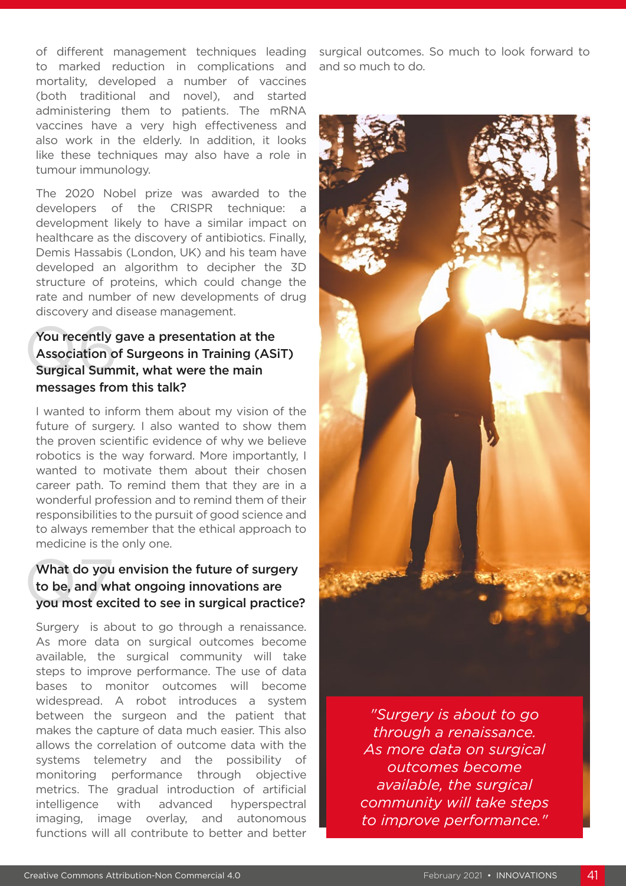of different management techniques leading to marked reduction in complications and mortality, developed a number of vaccines (both traditional and novel), and started administering them to patients. The mRNA vaccines have a very high effectiveness and also work in the elderly. In addition, it looks like these techniques may also have a role in tumour immunology.

The 2020 Nobel prize was awarded to the developers of the CRISPR technique: a development likely to have a similar impact on healthcare as the discovery of antibiotics. Finally, Demis Hassabis (London, UK) and his team have developed an algorithm to decipher the 3D structure of proteins, which could change the rate and number of new developments of drug discovery and disease management.

### Q6 You recently gave a presentation at the Association of Surgeons in Training (ASiT) Surgical Summit, what were the main messages from this talk?

I wanted to inform them about my vision of the future of surgery. I also wanted to show them the proven scientific evidence of why we believe robotics is the way forward. More importantly, I wanted to motivate them about their chosen career path. To remind them that they are in a wonderful profession and to remind them of their responsibilities to the pursuit of good science and to always remember that the ethical approach to medicine is the only one.

### Q7 What do you envision the future of surgery to be, and what ongoing innovations are you most excited to see in surgical practice?

Surgery is about to go through a renaissance. As more data on surgical outcomes become available, the surgical community will take steps to improve performance. The use of data bases to monitor outcomes will become widespread. A robot introduces a system between the surgeon and the patient that makes the capture of data much easier. This also allows the correlation of outcome data with the systems telemetry and the possibility of monitoring performance through objective metrics. The gradual introduction of artificial intelligence with advanced hyperspectral imaging, image overlay, and autonomous functions will all contribute to better and better surgical outcomes. So much to look forward to and so much to do.

*"Surgery is about to go through a renaissance. As more data on surgical outcomes become available, the surgical community will take steps to improve performance."*